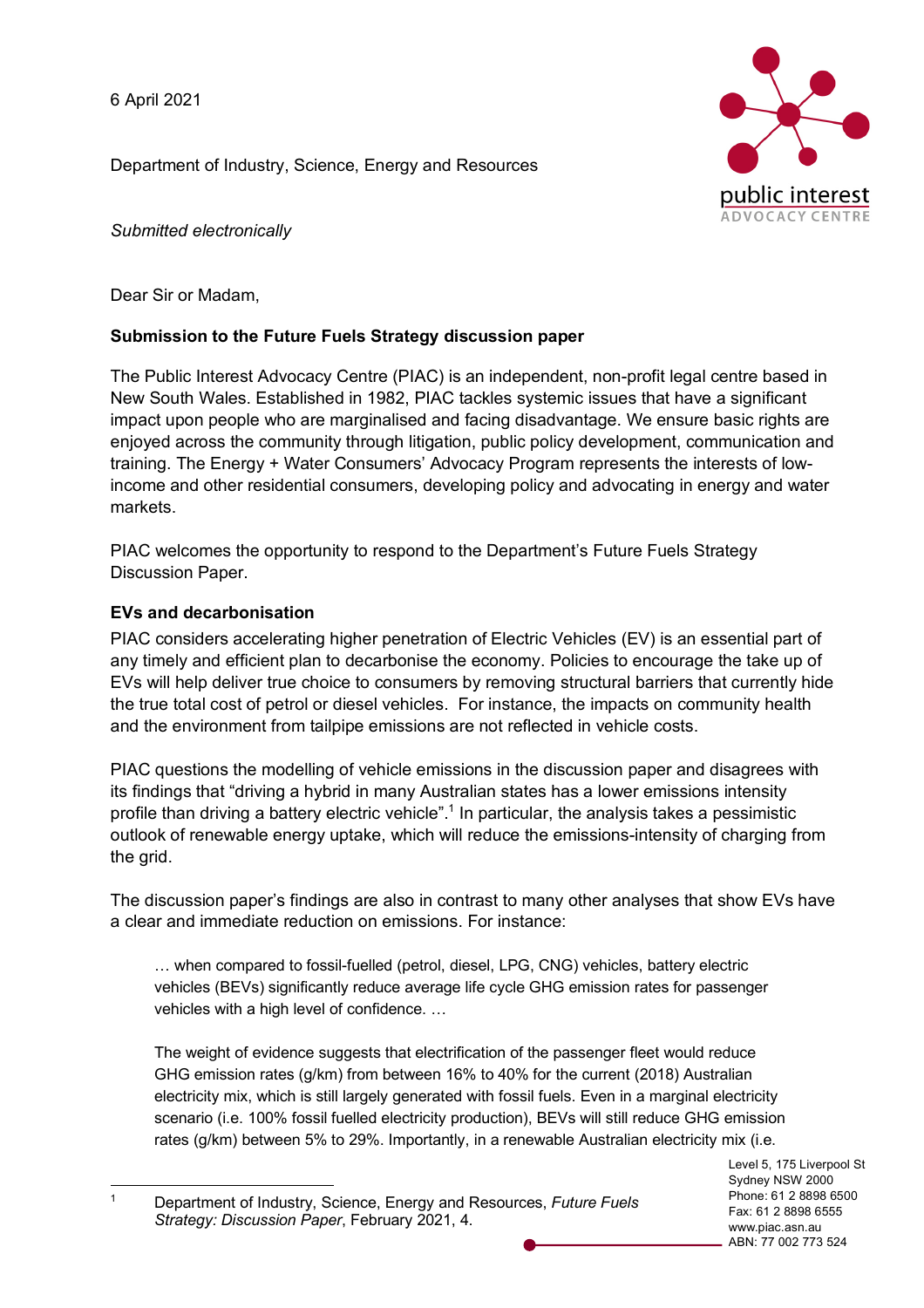6 April 2021

Department of Industry, Science, Energy and Resources

*Submitted electronically*

Dear Sir or Madam,

**Submission to the Future Fuels Strategy discussion paper**

The Public Interest Advocacy Centre (PIAC) is an independent, non-profit legal centre based in New South Wales. Established in 1982, PIAC tackles systemic issues that have a significant impact upon people who are marginalised and facing disadvantage. We ensure basic rights are enjoyed across the community through litigation, public policy development, communication and training. The Energy + Water Consumers' Advocacy Program represents the interests of low-income and other residential consumers, developing policy and advocating in energy and water markets.

PIAC welcomes the opportunity to respond to the Department's Future Fuels Strategy Discussion Paper.

**EVs and decarbonisation**

PIAC considers accelerating higher penetration of Electric Vehicles (EV) is an essential part of any timely and efficient plan to decarbonise the economy. Policies to encourage the take up of EVs will help deliver true choice to consumers by removing structural barriers that currently hide the true total cost of petrol or diesel vehicles. For instance, the impacts on community health and the environment from tailpipe emissions are not reflected in vehicle costs.

PIAC questions the modelling of vehicle emissions in the discussion paper and disagrees with its findings that "driving a hybrid in many Australian states has a lower emissions intensity profile than driving a battery electric vehicle".[1] In particular, the analysis takes a pessimistic outlook of renewable energy uptake, which will reduce the emissions-intensity of charging from the grid.

The discussion paper's findings are also in contrast to many other analyses that show EVs have a clear and immediate reduction on emissions. For instance:

> … when compared to fossil-fuelled (petrol, diesel, LPG, CNG) vehicles, battery electric vehicles (BEVs) significantly reduce average life cycle GHG emission rates for passenger vehicles with a high level of confidence. …
>
> The weight of evidence suggests that electrification of the passenger fleet would reduce GHG emission rates (g/km) from between 16% to 40% for the current (2018) Australian electricity mix, which is still largely generated with fossil fuels. Even in a marginal electricity scenario (i.e. 100% fossil fuelled electricity production), BEVs will still reduce GHG emission rates (g/km) between 5% to 29%. Importantly, in a renewable Australian electricity mix (i.e.

[1] Department of Industry, Science, Energy and Resources, *Future Fuels Strategy: Discussion Paper*, February 2021, 4.

Level 5, 175 Liverpool St
Sydney NSW 2000
Phone: 61 2 8898 6500
Fax: 61 2 8898 6555
www.piac.asn.au
ABN: 77 002 773 524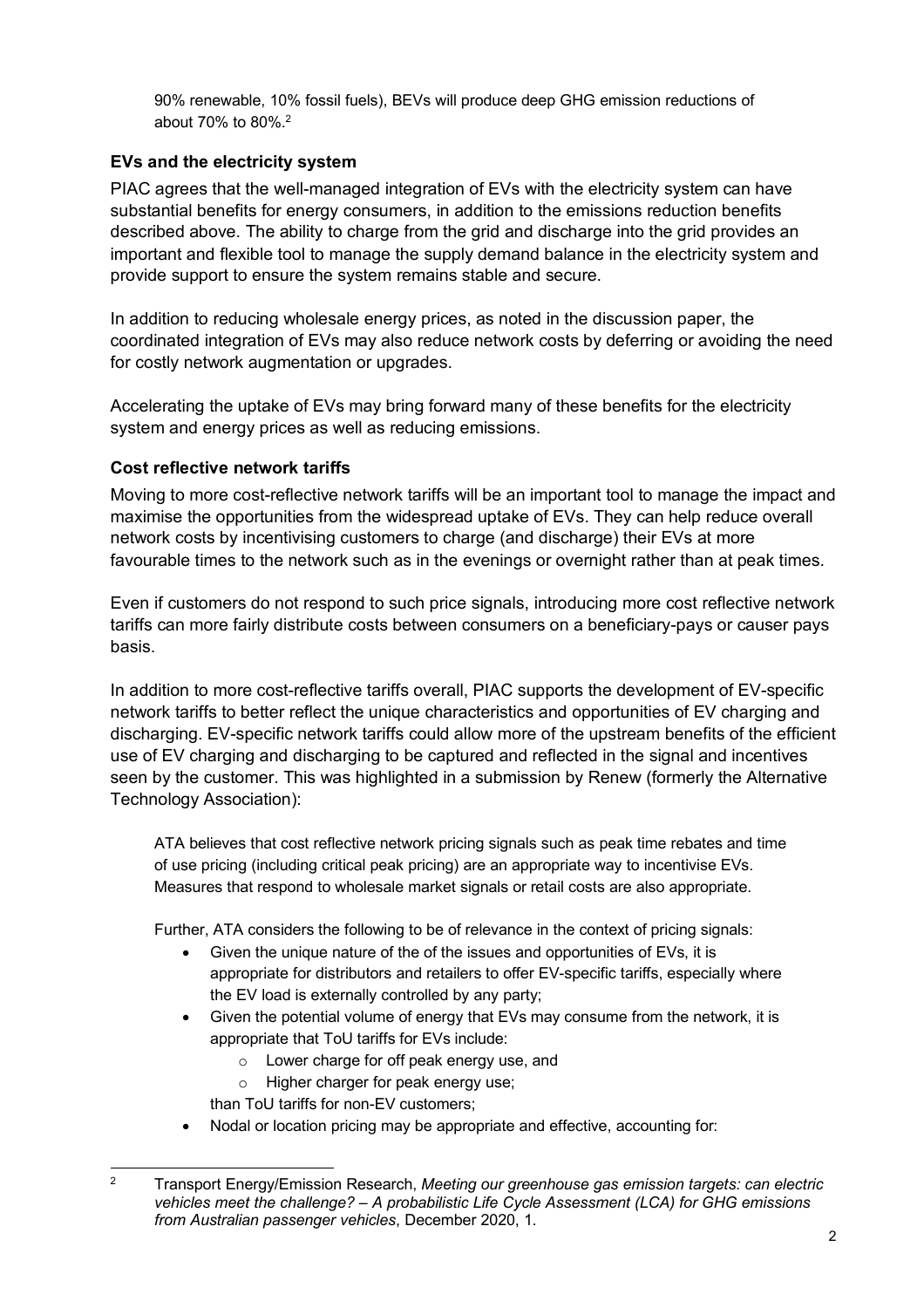90% renewable, 10% fossil fuels), BEVs will produce deep GHG emission reductions of about 70% to 80%.[2]

### EVs and the electricity system

PIAC agrees that the well-managed integration of EVs with the electricity system can have substantial benefits for energy consumers, in addition to the emissions reduction benefits described above. The ability to charge from the grid and discharge into the grid provides an important and flexible tool to manage the supply demand balance in the electricity system and provide support to ensure the system remains stable and secure.

In addition to reducing wholesale energy prices, as noted in the discussion paper, the coordinated integration of EVs may also reduce network costs by deferring or avoiding the need for costly network augmentation or upgrades.

Accelerating the uptake of EVs may bring forward many of these benefits for the electricity system and energy prices as well as reducing emissions.

### Cost reflective network tariffs

Moving to more cost-reflective network tariffs will be an important tool to manage the impact and maximise the opportunities from the widespread uptake of EVs. They can help reduce overall network costs by incentivising customers to charge (and discharge) their EVs at more favourable times to the network such as in the evenings or overnight rather than at peak times.

Even if customers do not respond to such price signals, introducing more cost reflective network tariffs can more fairly distribute costs between consumers on a beneficiary-pays or causer pays basis.

In addition to more cost-reflective tariffs overall, PIAC supports the development of EV-specific network tariffs to better reflect the unique characteristics and opportunities of EV charging and discharging. EV-specific network tariffs could allow more of the upstream benefits of the efficient use of EV charging and discharging to be captured and reflected in the signal and incentives seen by the customer. This was highlighted in a submission by Renew (formerly the Alternative Technology Association):

> ATA believes that cost reflective network pricing signals such as peak time rebates and time of use pricing (including critical peak pricing) are an appropriate way to incentivise EVs. Measures that respond to wholesale market signals or retail costs are also appropriate.
>
> Further, ATA considers the following to be of relevance in the context of pricing signals:
>
> - Given the unique nature of the of the issues and opportunities of EVs, it is appropriate for distributors and retailers to offer EV-specific tariffs, especially where the EV load is externally controlled by any party;
> - Given the potential volume of energy that EVs may consume from the network, it is appropriate that ToU tariffs for EVs include:
>     - Lower charge for off peak energy use, and
>     - Higher charger for peak energy use;
>
>   than ToU tariffs for non-EV customers;
> - Nodal or location pricing may be appropriate and effective, accounting for:

[2] Transport Energy/Emission Research, *Meeting our greenhouse gas emission targets: can electric vehicles meet the challenge? – A probabilistic Life Cycle Assessment (LCA) for GHG emissions from Australian passenger vehicles*, December 2020, 1.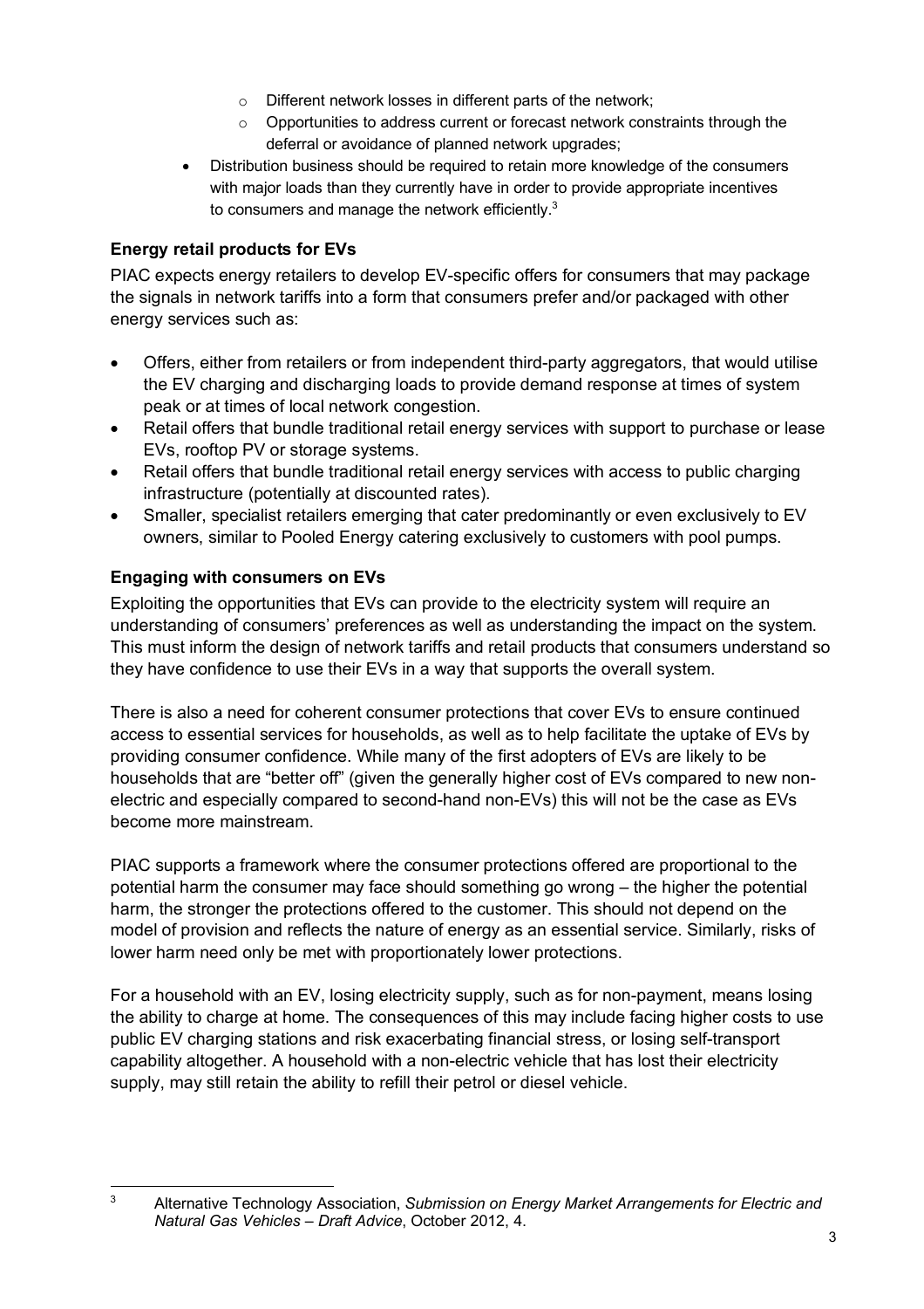- Different network losses in different parts of the network;
  - Opportunities to address current or forecast network constraints through the deferral or avoidance of planned network upgrades;
- Distribution business should be required to retain more knowledge of the consumers with major loads than they currently have in order to provide appropriate incentives to consumers and manage the network efficiently.[3]

**Energy retail products for EVs**

PIAC expects energy retailers to develop EV-specific offers for consumers that may package the signals in network tariffs into a form that consumers prefer and/or packaged with other energy services such as:

- Offers, either from retailers or from independent third-party aggregators, that would utilise the EV charging and discharging loads to provide demand response at times of system peak or at times of local network congestion.
- Retail offers that bundle traditional retail energy services with support to purchase or lease EVs, rooftop PV or storage systems.
- Retail offers that bundle traditional retail energy services with access to public charging infrastructure (potentially at discounted rates).
- Smaller, specialist retailers emerging that cater predominantly or even exclusively to EV owners, similar to Pooled Energy catering exclusively to customers with pool pumps.

**Engaging with consumers on EVs**

Exploiting the opportunities that EVs can provide to the electricity system will require an understanding of consumers' preferences as well as understanding the impact on the system. This must inform the design of network tariffs and retail products that consumers understand so they have confidence to use their EVs in a way that supports the overall system.

There is also a need for coherent consumer protections that cover EVs to ensure continued access to essential services for households, as well as to help facilitate the uptake of EVs by providing consumer confidence. While many of the first adopters of EVs are likely to be households that are "better off" (given the generally higher cost of EVs compared to new non-electric and especially compared to second-hand non-EVs) this will not be the case as EVs become more mainstream.

PIAC supports a framework where the consumer protections offered are proportional to the potential harm the consumer may face should something go wrong – the higher the potential harm, the stronger the protections offered to the customer. This should not depend on the model of provision and reflects the nature of energy as an essential service. Similarly, risks of lower harm need only be met with proportionately lower protections.

For a household with an EV, losing electricity supply, such as for non-payment, means losing the ability to charge at home. The consequences of this may include facing higher costs to use public EV charging stations and risk exacerbating financial stress, or losing self-transport capability altogether. A household with a non-electric vehicle that has lost their electricity supply, may still retain the ability to refill their petrol or diesel vehicle.

---

[3] Alternative Technology Association, *Submission on Energy Market Arrangements for Electric and Natural Gas Vehicles – Draft Advice*, October 2012, 4.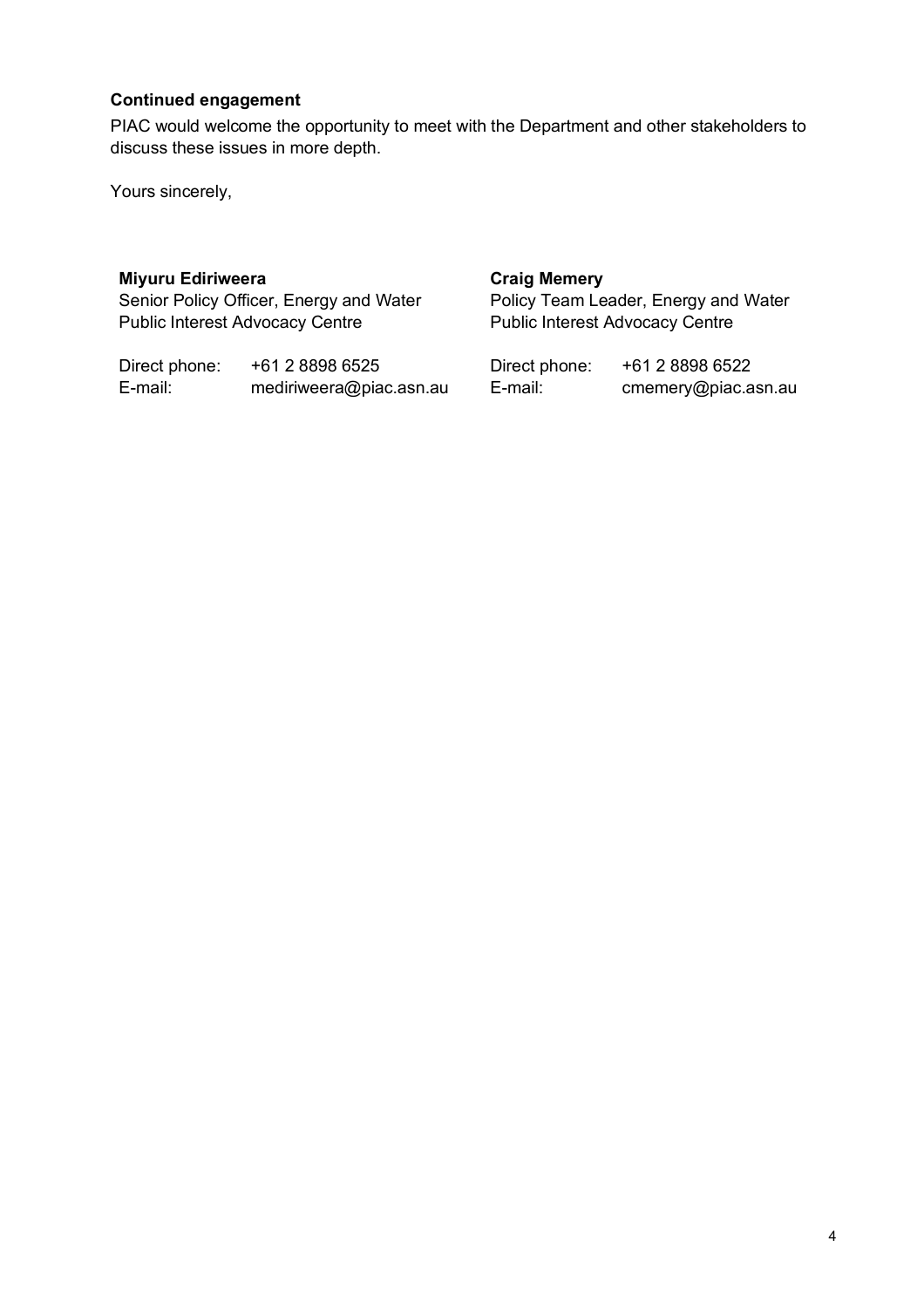**Continued engagement**

PIAC would welcome the opportunity to meet with the Department and other stakeholders to discuss these issues in more depth.

Yours sincerely,

**Miyuru Ediriweera**
Senior Policy Officer, Energy and Water
Public Interest Advocacy Centre

Direct phone: +61 2 8898 6525
E-mail: mediriweera@piac.asn.au

**Craig Memery**
Policy Team Leader, Energy and Water
Public Interest Advocacy Centre

Direct phone: +61 2 8898 6522
E-mail: cmemery@piac.asn.au